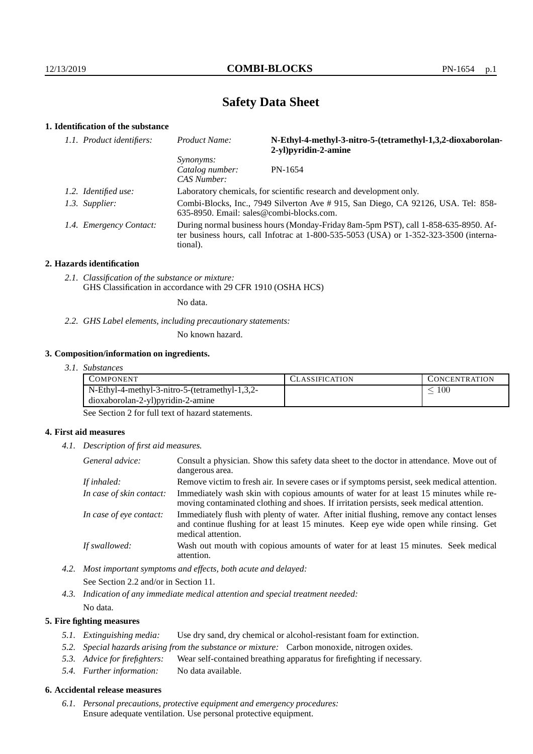# Safety Data Sheet

## 1. Identification of the substance

*1.1. Product identifiers:*

*Product Name:* **N-Ethyl-4-methyl-3-nitro-5-(tetramethyl-1,3,2-dioxaborolan-2-yl)pyridin-2-amine**

*Synonyms:*

*Catalog number:* PN-1654

*CAS Number:*

*1.2. Identified use:* Laboratory chemicals, for scientific research and development only.

*1.3. Supplier:* Combi-Blocks, Inc., 7949 Silverton Ave # 915, San Diego, CA 92126, USA. Tel: 858-635-8950. Email: sales@combi-blocks.com.

*1.4. Emergency Contact:* During normal business hours (Monday-Friday 8am-5pm PST), call 1-858-635-8950. After business hours, call Infotrac at 1-800-535-5053 (USA) or 1-352-323-3500 (international).

## 2. Hazards identification

*2.1. Classification of the substance or mixture:*
GHS Classification in accordance with 29 CFR 1910 (OSHA HCS)

No data.

*2.2. GHS Label elements, including precautionary statements:*

No known hazard.

## 3. Composition/information on ingredients.

*3.1. Substances*

| Component | Classification | Concentration |
|---|---|---|
| N-Ethyl-4-methyl-3-nitro-5-(tetramethyl-1,3,2-dioxaborolan-2-yl)pyridin-2-amine | | $\leq 100$ |

See Section 2 for full text of hazard statements.

## 4. First aid measures

*4.1. Description of first aid measures.*

*General advice:* Consult a physician. Show this safety data sheet to the doctor in attendance. Move out of dangerous area.

*If inhaled:* Remove victim to fresh air. In severe cases or if symptoms persist, seek medical attention.

*In case of skin contact:* Immediately wash skin with copious amounts of water for at least 15 minutes while removing contaminated clothing and shoes. If irritation persists, seek medical attention.

*In case of eye contact:* Immediately flush with plenty of water. After initial flushing, remove any contact lenses and continue flushing for at least 15 minutes. Keep eye wide open while rinsing. Get medical attention.

*If swallowed:* Wash out mouth with copious amounts of water for at least 15 minutes. Seek medical attention.

*4.2. Most important symptoms and effects, both acute and delayed:*

See Section 2.2 and/or in Section 11.

*4.3. Indication of any immediate medical attention and special treatment needed:*

No data.

## 5. Fire fighting measures

*5.1. Extinguishing media:* Use dry sand, dry chemical or alcohol-resistant foam for extinction.

*5.2. Special hazards arising from the substance or mixture:* Carbon monoxide, nitrogen oxides.

*5.3. Advice for firefighters:* Wear self-contained breathing apparatus for firefighting if necessary.

*5.4. Further information:* No data available.

## 6. Accidental release measures

*6.1. Personal precautions, protective equipment and emergency procedures:*
Ensure adequate ventilation. Use personal protective equipment.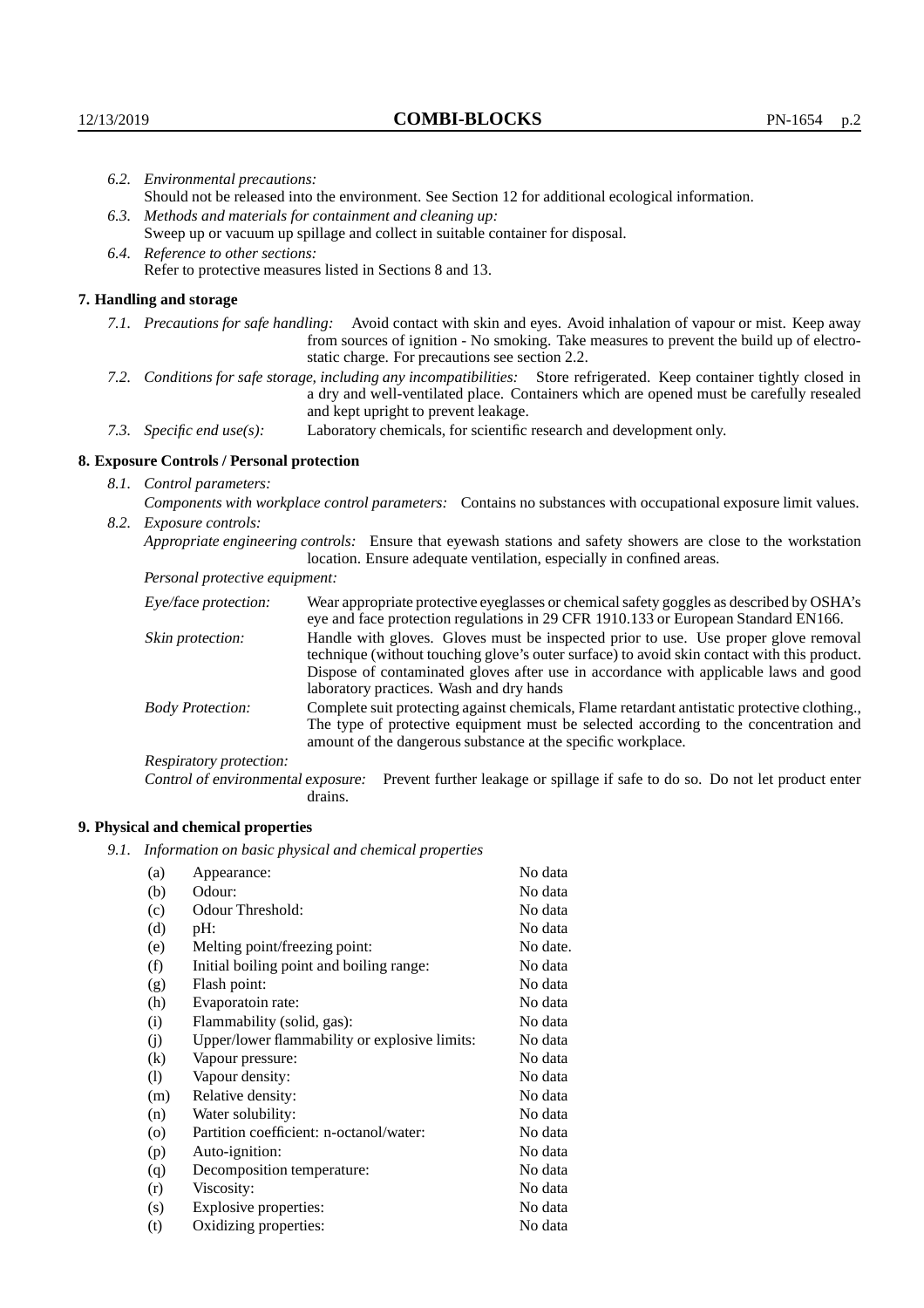*6.2. Environmental precautions:*
Should not be released into the environment. See Section 12 for additional ecological information.

*6.3. Methods and materials for containment and cleaning up:*
Sweep up or vacuum up spillage and collect in suitable container for disposal.

*6.4. Reference to other sections:*
Refer to protective measures listed in Sections 8 and 13.

## 7. Handling and storage

*7.1. Precautions for safe handling:* Avoid contact with skin and eyes. Avoid inhalation of vapour or mist. Keep away from sources of ignition - No smoking. Take measures to prevent the build up of electrostatic charge. For precautions see section 2.2.

*7.2. Conditions for safe storage, including any incompatibilities:* Store refrigerated. Keep container tightly closed in a dry and well-ventilated place. Containers which are opened must be carefully resealed and kept upright to prevent leakage.

*7.3. Specific end use(s):* Laboratory chemicals, for scientific research and development only.

## 8. Exposure Controls / Personal protection

*8.1. Control parameters:*

*Components with workplace control parameters:* Contains no substances with occupational exposure limit values.

*8.2. Exposure controls:*

*Appropriate engineering controls:* Ensure that eyewash stations and safety showers are close to the workstation location. Ensure adequate ventilation, especially in confined areas.

*Personal protective equipment:*

*Eye/face protection:* Wear appropriate protective eyeglasses or chemical safety goggles as described by OSHA's eye and face protection regulations in 29 CFR 1910.133 or European Standard EN166.

*Skin protection:* Handle with gloves. Gloves must be inspected prior to use. Use proper glove removal technique (without touching glove's outer surface) to avoid skin contact with this product. Dispose of contaminated gloves after use in accordance with applicable laws and good laboratory practices. Wash and dry hands

*Body Protection:* Complete suit protecting against chemicals, Flame retardant antistatic protective clothing., The type of protective equipment must be selected according to the concentration and amount of the dangerous substance at the specific workplace.

*Respiratory protection:*

*Control of environmental exposure:* Prevent further leakage or spillage if safe to do so. Do not let product enter drains.

## 9. Physical and chemical properties

*9.1. Information on basic physical and chemical properties*

| | | |
|---|---|---|
| (a) | Appearance: | No data |
| (b) | Odour: | No data |
| (c) | Odour Threshold: | No data |
| (d) | pH: | No data |
| (e) | Melting point/freezing point: | No date. |
| (f) | Initial boiling point and boiling range: | No data |
| (g) | Flash point: | No data |
| (h) | Evaporatoin rate: | No data |
| (i) | Flammability (solid, gas): | No data |
| (j) | Upper/lower flammability or explosive limits: | No data |
| (k) | Vapour pressure: | No data |
| (l) | Vapour density: | No data |
| (m) | Relative density: | No data |
| (n) | Water solubility: | No data |
| (o) | Partition coefficient: n-octanol/water: | No data |
| (p) | Auto-ignition: | No data |
| (q) | Decomposition temperature: | No data |
| (r) | Viscosity: | No data |
| (s) | Explosive properties: | No data |
| (t) | Oxidizing properties: | No data |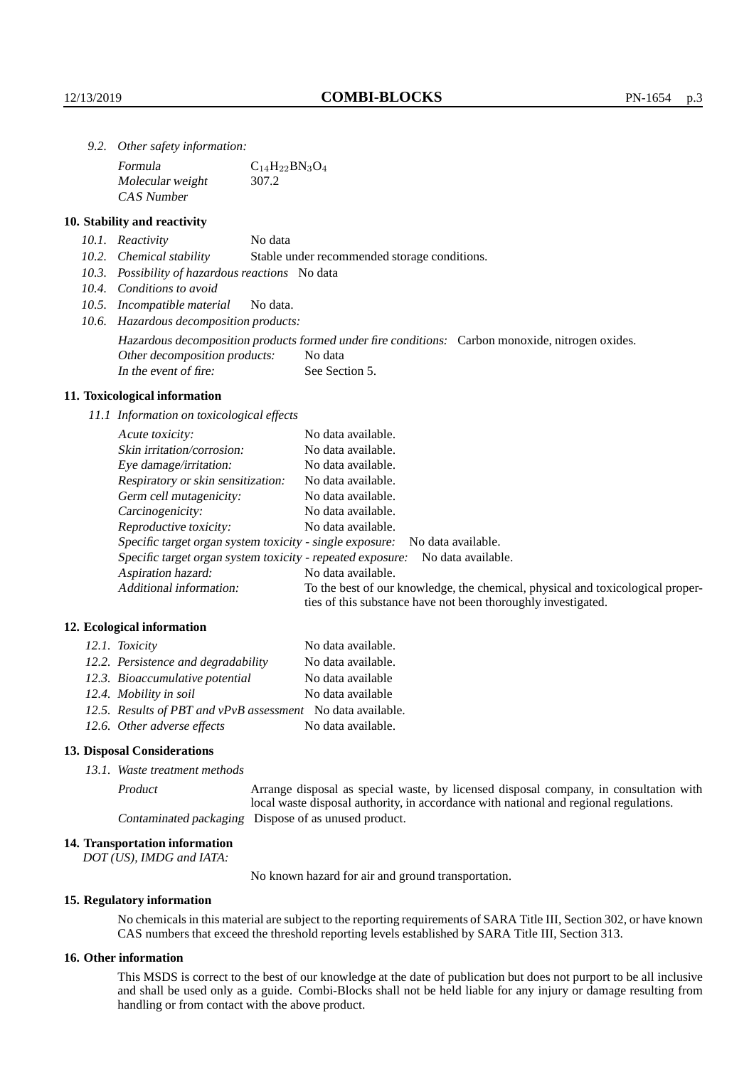*9.2. Other safety information:*

| | |
|---|---|
| *Formula* | $C_{14}H_{22}BN_3O_4$ |
| *Molecular weight* | 307.2 |
| *CAS Number* | |

## 10. Stability and reactivity

*10.1. Reactivity* No data

*10.2. Chemical stability* Stable under recommended storage conditions.

*10.3. Possibility of hazardous reactions* No data

*10.4. Conditions to avoid*

*10.5. Incompatible material* No data.

*10.6. Hazardous decomposition products:*

*Hazardous decomposition products formed under fire conditions:* Carbon monoxide, nitrogen oxides.

*Other decomposition products:* No data

*In the event of fire:* See Section 5.

## 11. Toxicological information

*11.1 Information on toxicological effects*

| | |
|---|---|
| *Acute toxicity:* | No data available. |
| *Skin irritation/corrosion:* | No data available. |
| *Eye damage/irritation:* | No data available. |
| *Respiratory or skin sensitization:* | No data available. |
| *Germ cell mutagenicity:* | No data available. |
| *Carcinogenicity:* | No data available. |
| *Reproductive toxicity:* | No data available. |
| *Specific target organ system toxicity - single exposure:* | No data available. |
| *Specific target organ system toxicity - repeated exposure:* | No data available. |
| *Aspiration hazard:* | No data available. |
| *Additional information:* | To the best of our knowledge, the chemical, physical and toxicological properties of this substance have not been thoroughly investigated. |

## 12. Ecological information

| | |
|---|---|
| *12.1. Toxicity* | No data available. |
| *12.2. Persistence and degradability* | No data available. |
| *12.3. Bioaccumulative potential* | No data available |
| *12.4. Mobility in soil* | No data available |
| *12.5. Results of PBT and vPvB assessment* | No data available. |
| *12.6. Other adverse effects* | No data available. |

## 13. Disposal Considerations

*13.1. Waste treatment methods*

*Product* Arrange disposal as special waste, by licensed disposal company, in consultation with local waste disposal authority, in accordance with national and regional regulations.

*Contaminated packaging* Dispose of as unused product.

## 14. Transportation information

*DOT (US), IMDG and IATA:*

No known hazard for air and ground transportation.

## 15. Regulatory information

No chemicals in this material are subject to the reporting requirements of SARA Title III, Section 302, or have known CAS numbers that exceed the threshold reporting levels established by SARA Title III, Section 313.

## 16. Other information

This MSDS is correct to the best of our knowledge at the date of publication but does not purport to be all inclusive and shall be used only as a guide. Combi-Blocks shall not be held liable for any injury or damage resulting from handling or from contact with the above product.